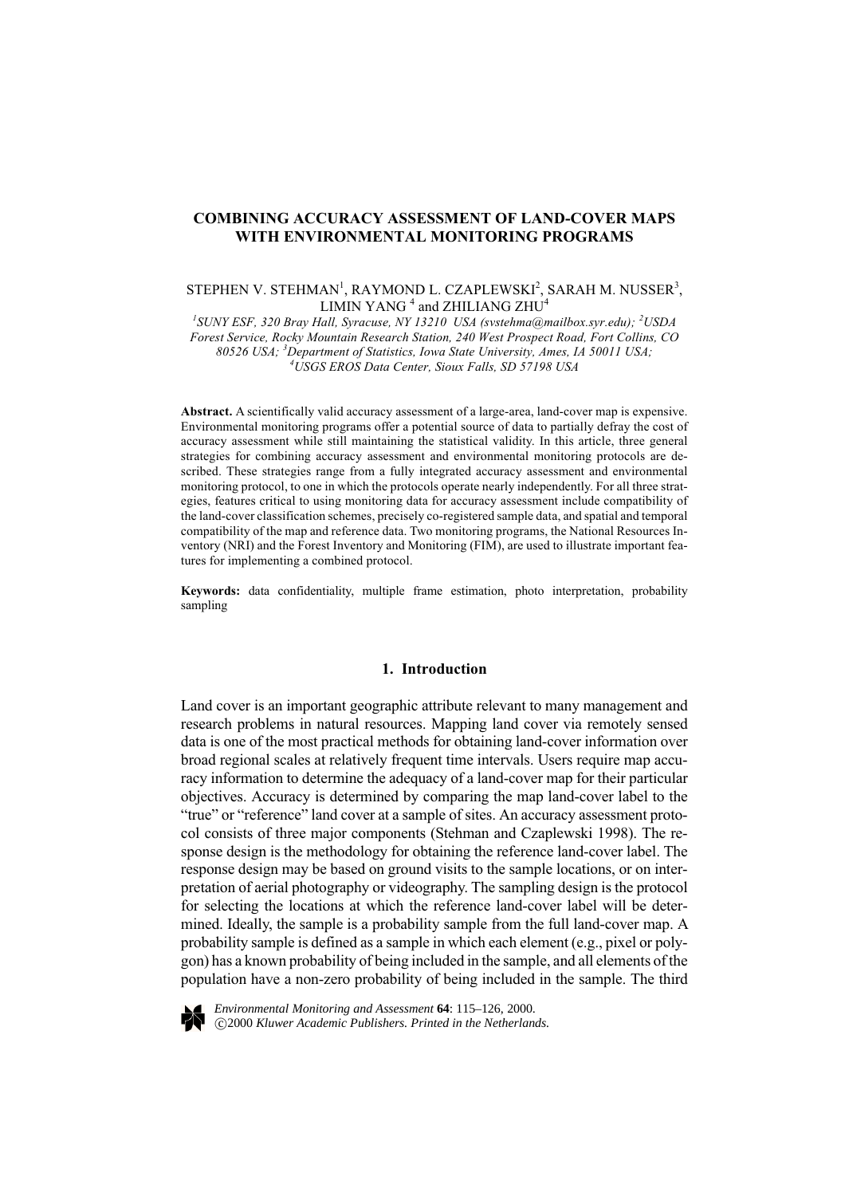# COMBINING ACCURACY ASSESSMENT OF LAND-COVER MAPS WITH ENVIRONMENTAL MONITORING PROGRAMS

STEPHEN V. STEHMAN[1], RAYMOND L. CZAPLEWSKI[2], SARAH M. NUSSER[3], LIMIN YANG[4] and ZHILIANG ZHU[4]

*[1]SUNY ESF, 320 Bray Hall, Syracuse, NY 13210 USA (svstehma@mailbox.syr.edu); [2]USDA Forest Service, Rocky Mountain Research Station, 240 West Prospect Road, Fort Collins, CO 80526 USA; [3]Department of Statistics, Iowa State University, Ames, IA 50011 USA; [4]USGS EROS Data Center, Sioux Falls, SD 57198 USA*

**Abstract.** A scientifically valid accuracy assessment of a large-area, land-cover map is expensive. Environmental monitoring programs offer a potential source of data to partially defray the cost of accuracy assessment while still maintaining the statistical validity. In this article, three general strategies for combining accuracy assessment and environmental monitoring protocols are described. These strategies range from a fully integrated accuracy assessment and environmental monitoring protocol, to one in which the protocols operate nearly independently. For all three strategies, features critical to using monitoring data for accuracy assessment include compatibility of the land-cover classification schemes, precisely co-registered sample data, and spatial and temporal compatibility of the map and reference data. Two monitoring programs, the National Resources Inventory (NRI) and the Forest Inventory and Monitoring (FIM), are used to illustrate important features for implementing a combined protocol.

**Keywords:** data confidentiality, multiple frame estimation, photo interpretation, probability sampling

## 1. Introduction

Land cover is an important geographic attribute relevant to many management and research problems in natural resources. Mapping land cover via remotely sensed data is one of the most practical methods for obtaining land-cover information over broad regional scales at relatively frequent time intervals. Users require map accuracy information to determine the adequacy of a land-cover map for their particular objectives. Accuracy is determined by comparing the map land-cover label to the "true" or "reference" land cover at a sample of sites. An accuracy assessment protocol consists of three major components (Stehman and Czaplewski 1998). The response design is the methodology for obtaining the reference land-cover label. The response design may be based on ground visits to the sample locations, or on interpretation of aerial photography or videography. The sampling design is the protocol for selecting the locations at which the reference land-cover label will be determined. Ideally, the sample is a probability sample from the full land-cover map. A probability sample is defined as a sample in which each element (e.g., pixel or polygon) has a known probability of being included in the sample, and all elements of the population have a non-zero probability of being included in the sample. The third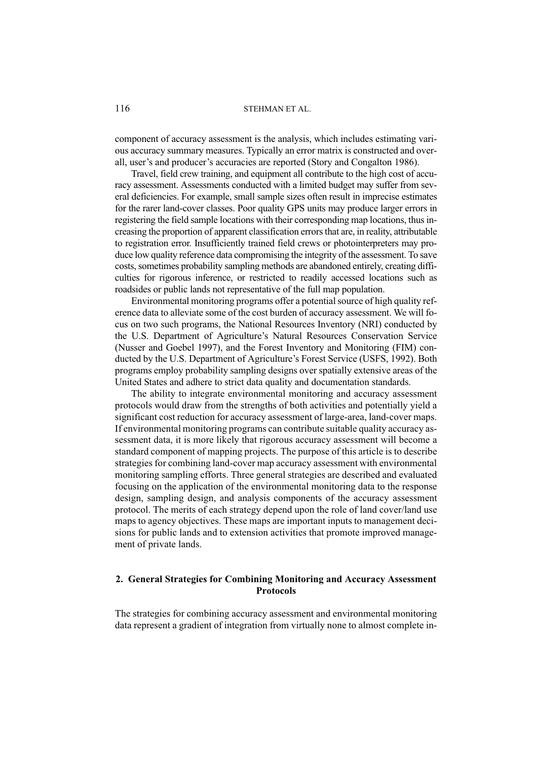component of accuracy assessment is the analysis, which includes estimating various accuracy summary measures. Typically an error matrix is constructed and overall, user's and producer's accuracies are reported (Story and Congalton 1986).

Travel, field crew training, and equipment all contribute to the high cost of accuracy assessment. Assessments conducted with a limited budget may suffer from several deficiencies. For example, small sample sizes often result in imprecise estimates for the rarer land-cover classes. Poor quality GPS units may produce larger errors in registering the field sample locations with their corresponding map locations, thus increasing the proportion of apparent classification errors that are, in reality, attributable to registration error. Insufficiently trained field crews or photointerpreters may produce low quality reference data compromising the integrity of the assessment. To save costs, sometimes probability sampling methods are abandoned entirely, creating difficulties for rigorous inference, or restricted to readily accessed locations such as roadsides or public lands not representative of the full map population.

Environmental monitoring programs offer a potential source of high quality reference data to alleviate some of the cost burden of accuracy assessment. We will focus on two such programs, the National Resources Inventory (NRI) conducted by the U.S. Department of Agriculture's Natural Resources Conservation Service (Nusser and Goebel 1997), and the Forest Inventory and Monitoring (FIM) conducted by the U.S. Department of Agriculture's Forest Service (USFS, 1992). Both programs employ probability sampling designs over spatially extensive areas of the United States and adhere to strict data quality and documentation standards.

The ability to integrate environmental monitoring and accuracy assessment protocols would draw from the strengths of both activities and potentially yield a significant cost reduction for accuracy assessment of large-area, land-cover maps. If environmental monitoring programs can contribute suitable quality accuracy assessment data, it is more likely that rigorous accuracy assessment will become a standard component of mapping projects. The purpose of this article is to describe strategies for combining land-cover map accuracy assessment with environmental monitoring sampling efforts. Three general strategies are described and evaluated focusing on the application of the environmental monitoring data to the response design, sampling design, and analysis components of the accuracy assessment protocol. The merits of each strategy depend upon the role of land cover/land use maps to agency objectives. These maps are important inputs to management decisions for public lands and to extension activities that promote improved management of private lands.

## 2. General Strategies for Combining Monitoring and Accuracy Assessment Protocols

The strategies for combining accuracy assessment and environmental monitoring data represent a gradient of integration from virtually none to almost complete in-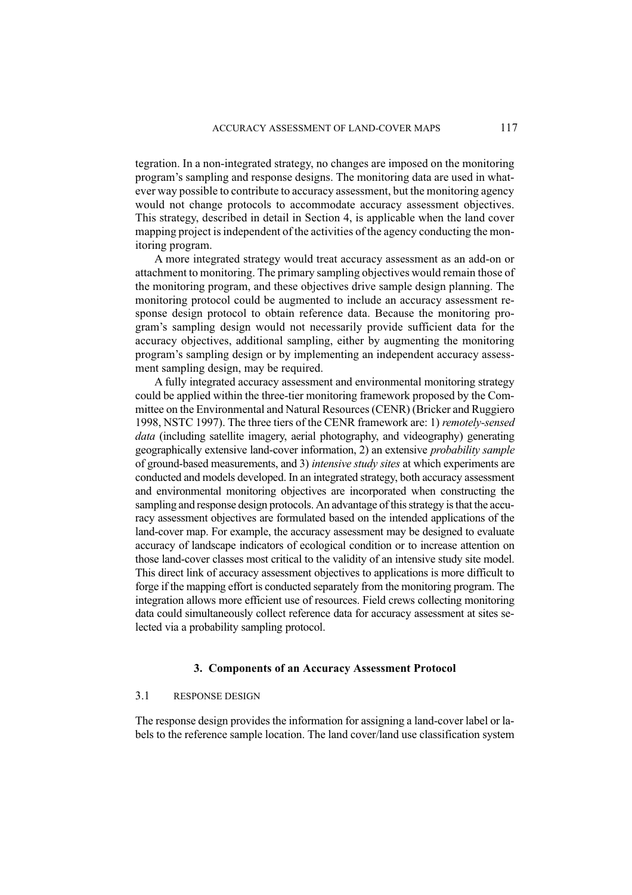tegration. In a non-integrated strategy, no changes are imposed on the monitoring program's sampling and response designs. The monitoring data are used in whatever way possible to contribute to accuracy assessment, but the monitoring agency would not change protocols to accommodate accuracy assessment objectives. This strategy, described in detail in Section 4, is applicable when the land cover mapping project is independent of the activities of the agency conducting the monitoring program.

A more integrated strategy would treat accuracy assessment as an add-on or attachment to monitoring. The primary sampling objectives would remain those of the monitoring program, and these objectives drive sample design planning. The monitoring protocol could be augmented to include an accuracy assessment response design protocol to obtain reference data. Because the monitoring program's sampling design would not necessarily provide sufficient data for the accuracy objectives, additional sampling, either by augmenting the monitoring program's sampling design or by implementing an independent accuracy assessment sampling design, may be required.

A fully integrated accuracy assessment and environmental monitoring strategy could be applied within the three-tier monitoring framework proposed by the Committee on the Environmental and Natural Resources (CENR) (Bricker and Ruggiero 1998, NSTC 1997). The three tiers of the CENR framework are: 1) *remotely-sensed data* (including satellite imagery, aerial photography, and videography) generating geographically extensive land-cover information, 2) an extensive *probability sample* of ground-based measurements, and 3) *intensive study sites* at which experiments are conducted and models developed. In an integrated strategy, both accuracy assessment and environmental monitoring objectives are incorporated when constructing the sampling and response design protocols. An advantage of this strategy is that the accuracy assessment objectives are formulated based on the intended applications of the land-cover map. For example, the accuracy assessment may be designed to evaluate accuracy of landscape indicators of ecological condition or to increase attention on those land-cover classes most critical to the validity of an intensive study site model. This direct link of accuracy assessment objectives to applications is more difficult to forge if the mapping effort is conducted separately from the monitoring program. The integration allows more efficient use of resources. Field crews collecting monitoring data could simultaneously collect reference data for accuracy assessment at sites selected via a probability sampling protocol.

## 3. Components of an Accuracy Assessment Protocol

### 3.1 Response Design

The response design provides the information for assigning a land-cover label or labels to the reference sample location. The land cover/land use classification system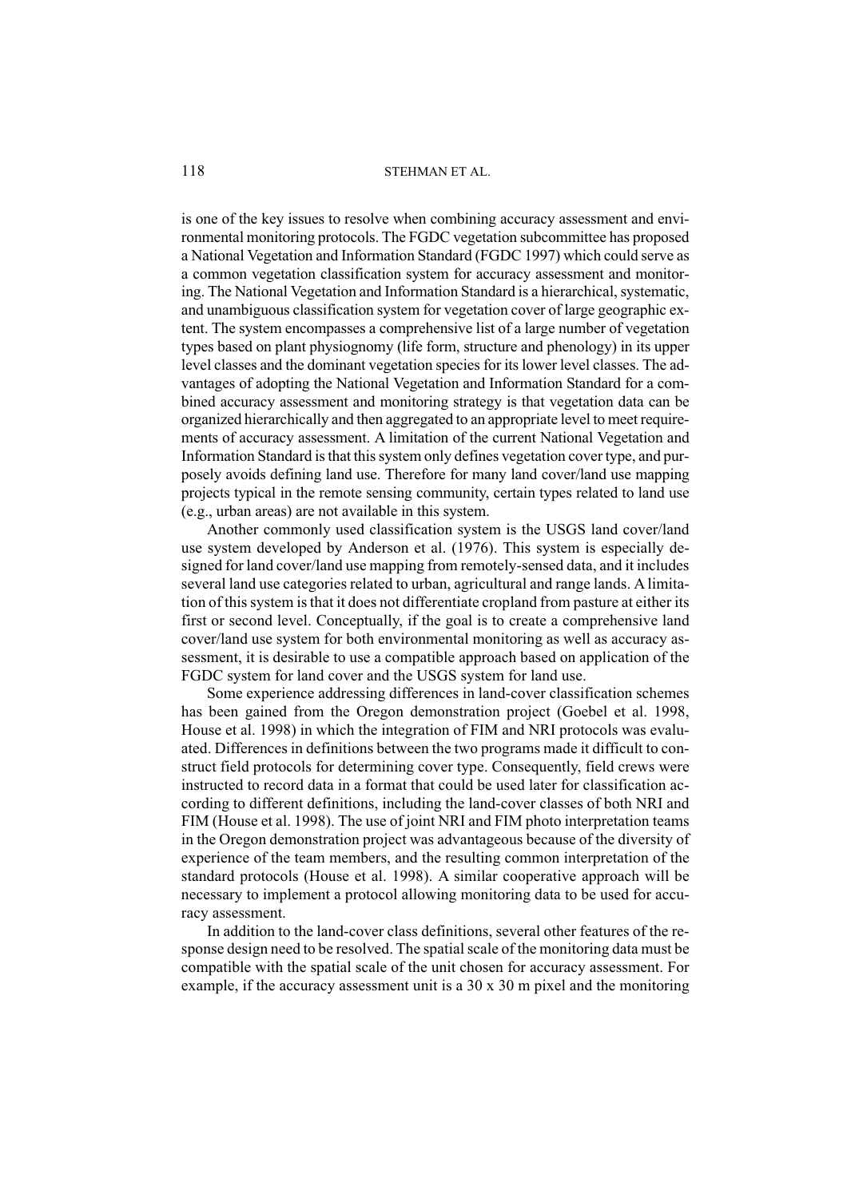is one of the key issues to resolve when combining accuracy assessment and environmental monitoring protocols. The FGDC vegetation subcommittee has proposed a National Vegetation and Information Standard (FGDC 1997) which could serve as a common vegetation classification system for accuracy assessment and monitoring. The National Vegetation and Information Standard is a hierarchical, systematic, and unambiguous classification system for vegetation cover of large geographic extent. The system encompasses a comprehensive list of a large number of vegetation types based on plant physiognomy (life form, structure and phenology) in its upper level classes and the dominant vegetation species for its lower level classes. The advantages of adopting the National Vegetation and Information Standard for a combined accuracy assessment and monitoring strategy is that vegetation data can be organized hierarchically and then aggregated to an appropriate level to meet requirements of accuracy assessment. A limitation of the current National Vegetation and Information Standard is that this system only defines vegetation cover type, and purposely avoids defining land use. Therefore for many land cover/land use mapping projects typical in the remote sensing community, certain types related to land use (e.g., urban areas) are not available in this system.

Another commonly used classification system is the USGS land cover/land use system developed by Anderson et al. (1976). This system is especially designed for land cover/land use mapping from remotely-sensed data, and it includes several land use categories related to urban, agricultural and range lands. A limitation of this system is that it does not differentiate cropland from pasture at either its first or second level. Conceptually, if the goal is to create a comprehensive land cover/land use system for both environmental monitoring as well as accuracy assessment, it is desirable to use a compatible approach based on application of the FGDC system for land cover and the USGS system for land use.

Some experience addressing differences in land-cover classification schemes has been gained from the Oregon demonstration project (Goebel et al. 1998, House et al. 1998) in which the integration of FIM and NRI protocols was evaluated. Differences in definitions between the two programs made it difficult to construct field protocols for determining cover type. Consequently, field crews were instructed to record data in a format that could be used later for classification according to different definitions, including the land-cover classes of both NRI and FIM (House et al. 1998). The use of joint NRI and FIM photo interpretation teams in the Oregon demonstration project was advantageous because of the diversity of experience of the team members, and the resulting common interpretation of the standard protocols (House et al. 1998). A similar cooperative approach will be necessary to implement a protocol allowing monitoring data to be used for accuracy assessment.

In addition to the land-cover class definitions, several other features of the response design need to be resolved. The spatial scale of the monitoring data must be compatible with the spatial scale of the unit chosen for accuracy assessment. For example, if the accuracy assessment unit is a 30 x 30 m pixel and the monitoring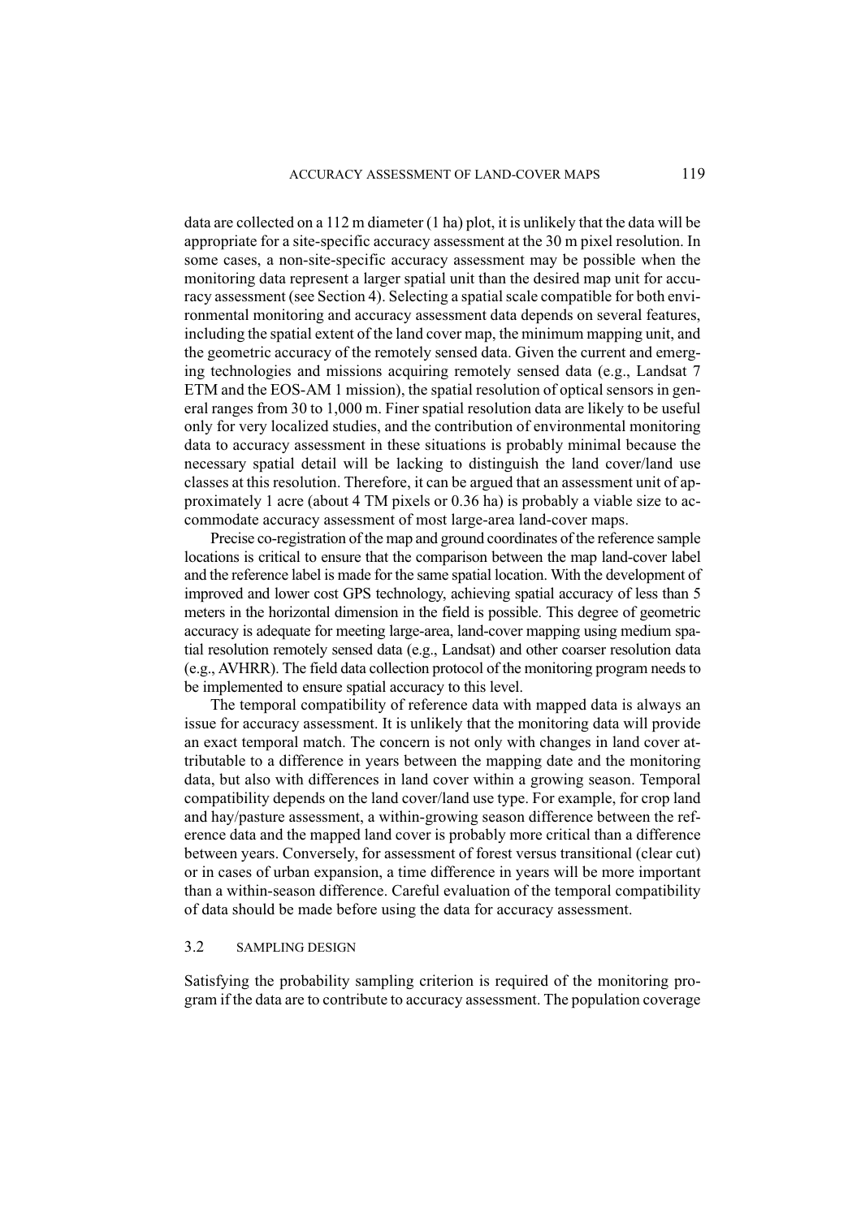data are collected on a 112 m diameter (1 ha) plot, it is unlikely that the data will be appropriate for a site-specific accuracy assessment at the 30 m pixel resolution. In some cases, a non-site-specific accuracy assessment may be possible when the monitoring data represent a larger spatial unit than the desired map unit for accuracy assessment (see Section 4). Selecting a spatial scale compatible for both environmental monitoring and accuracy assessment data depends on several features, including the spatial extent of the land cover map, the minimum mapping unit, and the geometric accuracy of the remotely sensed data. Given the current and emerging technologies and missions acquiring remotely sensed data (e.g., Landsat 7 ETM and the EOS-AM 1 mission), the spatial resolution of optical sensors in general ranges from 30 to 1,000 m. Finer spatial resolution data are likely to be useful only for very localized studies, and the contribution of environmental monitoring data to accuracy assessment in these situations is probably minimal because the necessary spatial detail will be lacking to distinguish the land cover/land use classes at this resolution. Therefore, it can be argued that an assessment unit of approximately 1 acre (about 4 TM pixels or 0.36 ha) is probably a viable size to accommodate accuracy assessment of most large-area land-cover maps.

Precise co-registration of the map and ground coordinates of the reference sample locations is critical to ensure that the comparison between the map land-cover label and the reference label is made for the same spatial location. With the development of improved and lower cost GPS technology, achieving spatial accuracy of less than 5 meters in the horizontal dimension in the field is possible. This degree of geometric accuracy is adequate for meeting large-area, land-cover mapping using medium spatial resolution remotely sensed data (e.g., Landsat) and other coarser resolution data (e.g., AVHRR). The field data collection protocol of the monitoring program needs to be implemented to ensure spatial accuracy to this level.

The temporal compatibility of reference data with mapped data is always an issue for accuracy assessment. It is unlikely that the monitoring data will provide an exact temporal match. The concern is not only with changes in land cover attributable to a difference in years between the mapping date and the monitoring data, but also with differences in land cover within a growing season. Temporal compatibility depends on the land cover/land use type. For example, for crop land and hay/pasture assessment, a within-growing season difference between the reference data and the mapped land cover is probably more critical than a difference between years. Conversely, for assessment of forest versus transitional (clear cut) or in cases of urban expansion, a time difference in years will be more important than a within-season difference. Careful evaluation of the temporal compatibility of data should be made before using the data for accuracy assessment.

### 3.2 SAMPLING DESIGN

Satisfying the probability sampling criterion is required of the monitoring program if the data are to contribute to accuracy assessment. The population coverage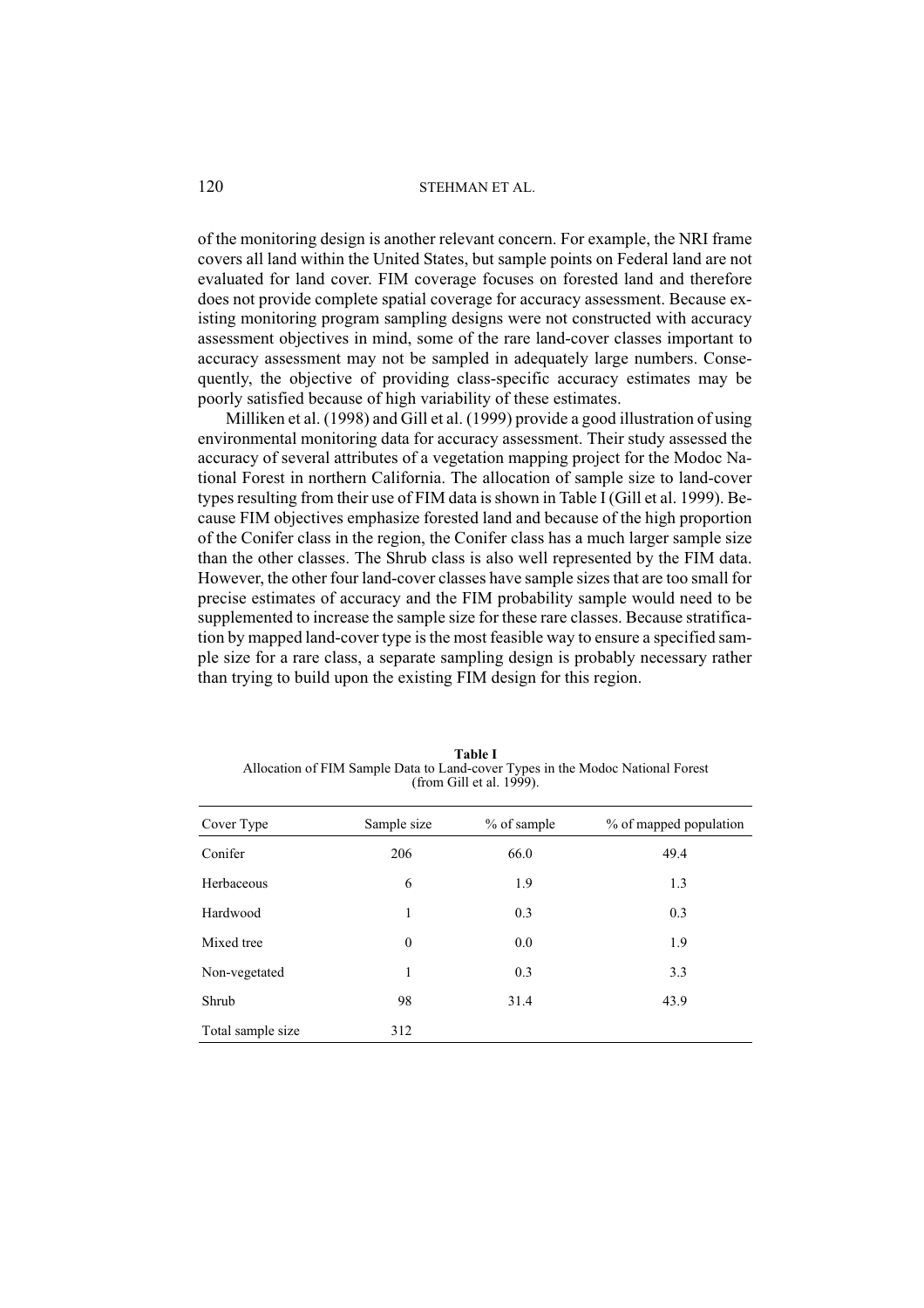of the monitoring design is another relevant concern. For example, the NRI frame covers all land within the United States, but sample points on Federal land are not evaluated for land cover. FIM coverage focuses on forested land and therefore does not provide complete spatial coverage for accuracy assessment. Because existing monitoring program sampling designs were not constructed with accuracy assessment objectives in mind, some of the rare land-cover classes important to accuracy assessment may not be sampled in adequately large numbers. Consequently, the objective of providing class-specific accuracy estimates may be poorly satisfied because of high variability of these estimates.

Milliken et al. (1998) and Gill et al. (1999) provide a good illustration of using environmental monitoring data for accuracy assessment. Their study assessed the accuracy of several attributes of a vegetation mapping project for the Modoc National Forest in northern California. The allocation of sample size to land-cover types resulting from their use of FIM data is shown in Table I (Gill et al. 1999). Because FIM objectives emphasize forested land and because of the high proportion of the Conifer class in the region, the Conifer class has a much larger sample size than the other classes. The Shrub class is also well represented by the FIM data. However, the other four land-cover classes have sample sizes that are too small for precise estimates of accuracy and the FIM probability sample would need to be supplemented to increase the sample size for these rare classes. Because stratification by mapped land-cover type is the most feasible way to ensure a specified sample size for a rare class, a separate sampling design is probably necessary rather than trying to build upon the existing FIM design for this region.

**Table I**
Allocation of FIM Sample Data to Land-cover Types in the Modoc National Forest (from Gill et al. 1999).

| Cover Type | Sample size | % of sample | % of mapped population |
|---|---|---|---|
| Conifer | 206 | 66.0 | 49.4 |
| Herbaceous | 6 | 1.9 | 1.3 |
| Hardwood | 1 | 0.3 | 0.3 |
| Mixed tree | 0 | 0.0 | 1.9 |
| Non-vegetated | 1 | 0.3 | 3.3 |
| Shrub | 98 | 31.4 | 43.9 |
| Total sample size | 312 | | |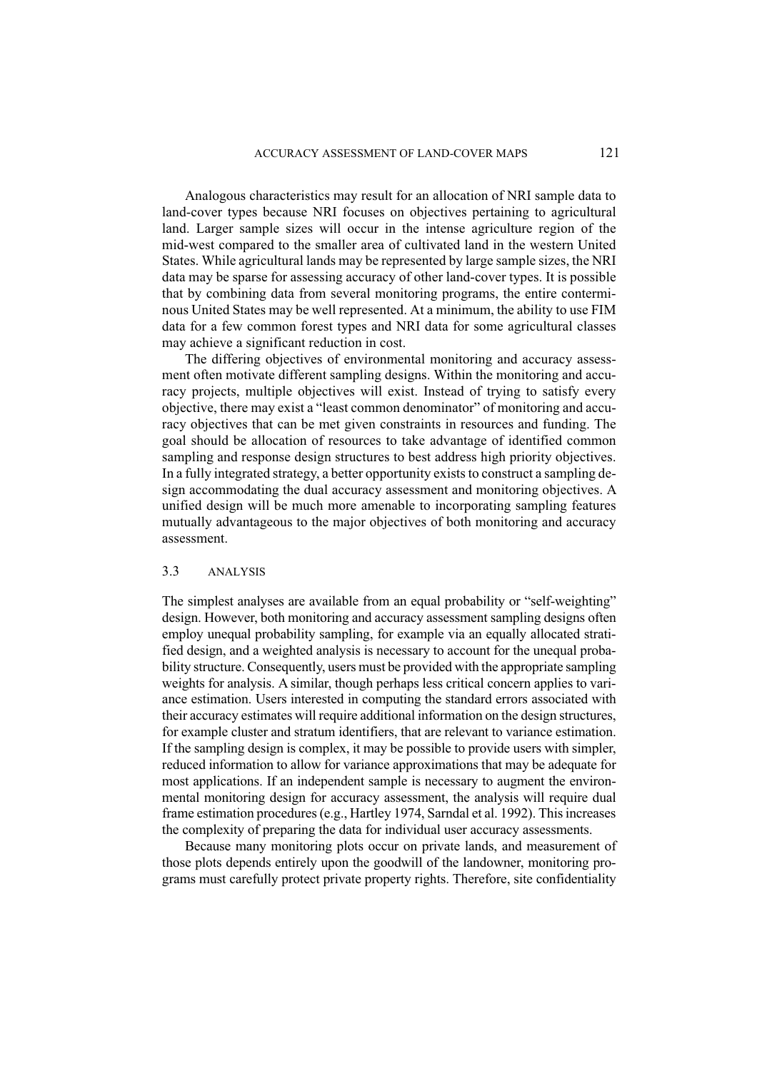Analogous characteristics may result for an allocation of NRI sample data to land-cover types because NRI focuses on objectives pertaining to agricultural land. Larger sample sizes will occur in the intense agriculture region of the mid-west compared to the smaller area of cultivated land in the western United States. While agricultural lands may be represented by large sample sizes, the NRI data may be sparse for assessing accuracy of other land-cover types. It is possible that by combining data from several monitoring programs, the entire conterminous United States may be well represented. At a minimum, the ability to use FIM data for a few common forest types and NRI data for some agricultural classes may achieve a significant reduction in cost.

The differing objectives of environmental monitoring and accuracy assessment often motivate different sampling designs. Within the monitoring and accuracy projects, multiple objectives will exist. Instead of trying to satisfy every objective, there may exist a "least common denominator" of monitoring and accuracy objectives that can be met given constraints in resources and funding. The goal should be allocation of resources to take advantage of identified common sampling and response design structures to best address high priority objectives. In a fully integrated strategy, a better opportunity exists to construct a sampling design accommodating the dual accuracy assessment and monitoring objectives. A unified design will be much more amenable to incorporating sampling features mutually advantageous to the major objectives of both monitoring and accuracy assessment.

### 3.3 ANALYSIS

The simplest analyses are available from an equal probability or "self-weighting" design. However, both monitoring and accuracy assessment sampling designs often employ unequal probability sampling, for example via an equally allocated stratified design, and a weighted analysis is necessary to account for the unequal probability structure. Consequently, users must be provided with the appropriate sampling weights for analysis. A similar, though perhaps less critical concern applies to variance estimation. Users interested in computing the standard errors associated with their accuracy estimates will require additional information on the design structures, for example cluster and stratum identifiers, that are relevant to variance estimation. If the sampling design is complex, it may be possible to provide users with simpler, reduced information to allow for variance approximations that may be adequate for most applications. If an independent sample is necessary to augment the environmental monitoring design for accuracy assessment, the analysis will require dual frame estimation procedures (e.g., Hartley 1974, Sarndal et al. 1992). This increases the complexity of preparing the data for individual user accuracy assessments.

Because many monitoring plots occur on private lands, and measurement of those plots depends entirely upon the goodwill of the landowner, monitoring programs must carefully protect private property rights. Therefore, site confidentiality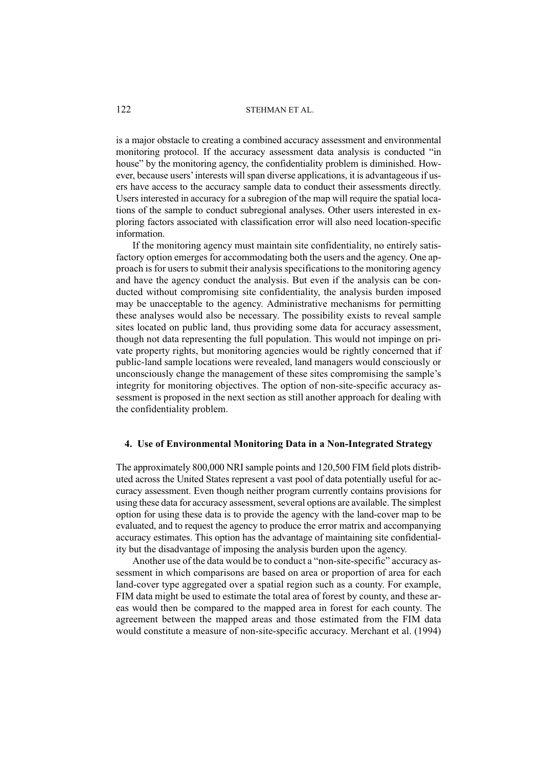is a major obstacle to creating a combined accuracy assessment and environmental monitoring protocol. If the accuracy assessment data analysis is conducted "in house" by the monitoring agency, the confidentiality problem is diminished. However, because users' interests will span diverse applications, it is advantageous if users have access to the accuracy sample data to conduct their assessments directly. Users interested in accuracy for a subregion of the map will require the spatial locations of the sample to conduct subregional analyses. Other users interested in exploring factors associated with classification error will also need location-specific information.

If the monitoring agency must maintain site confidentiality, no entirely satisfactory option emerges for accommodating both the users and the agency. One approach is for users to submit their analysis specifications to the monitoring agency and have the agency conduct the analysis. But even if the analysis can be conducted without compromising site confidentiality, the analysis burden imposed may be unacceptable to the agency. Administrative mechanisms for permitting these analyses would also be necessary. The possibility exists to reveal sample sites located on public land, thus providing some data for accuracy assessment, though not data representing the full population. This would not impinge on private property rights, but monitoring agencies would be rightly concerned that if public-land sample locations were revealed, land managers would consciously or unconsciously change the management of these sites compromising the sample's integrity for monitoring objectives. The option of non-site-specific accuracy assessment is proposed in the next section as still another approach for dealing with the confidentiality problem.

## 4. Use of Environmental Monitoring Data in a Non-Integrated Strategy

The approximately 800,000 NRI sample points and 120,500 FIM field plots distributed across the United States represent a vast pool of data potentially useful for accuracy assessment. Even though neither program currently contains provisions for using these data for accuracy assessment, several options are available. The simplest option for using these data is to provide the agency with the land-cover map to be evaluated, and to request the agency to produce the error matrix and accompanying accuracy estimates. This option has the advantage of maintaining site confidentiality but the disadvantage of imposing the analysis burden upon the agency.

Another use of the data would be to conduct a "non-site-specific" accuracy assessment in which comparisons are based on area or proportion of area for each land-cover type aggregated over a spatial region such as a county. For example, FIM data might be used to estimate the total area of forest by county, and these areas would then be compared to the mapped area in forest for each county. The agreement between the mapped areas and those estimated from the FIM data would constitute a measure of non-site-specific accuracy. Merchant et al. (1994)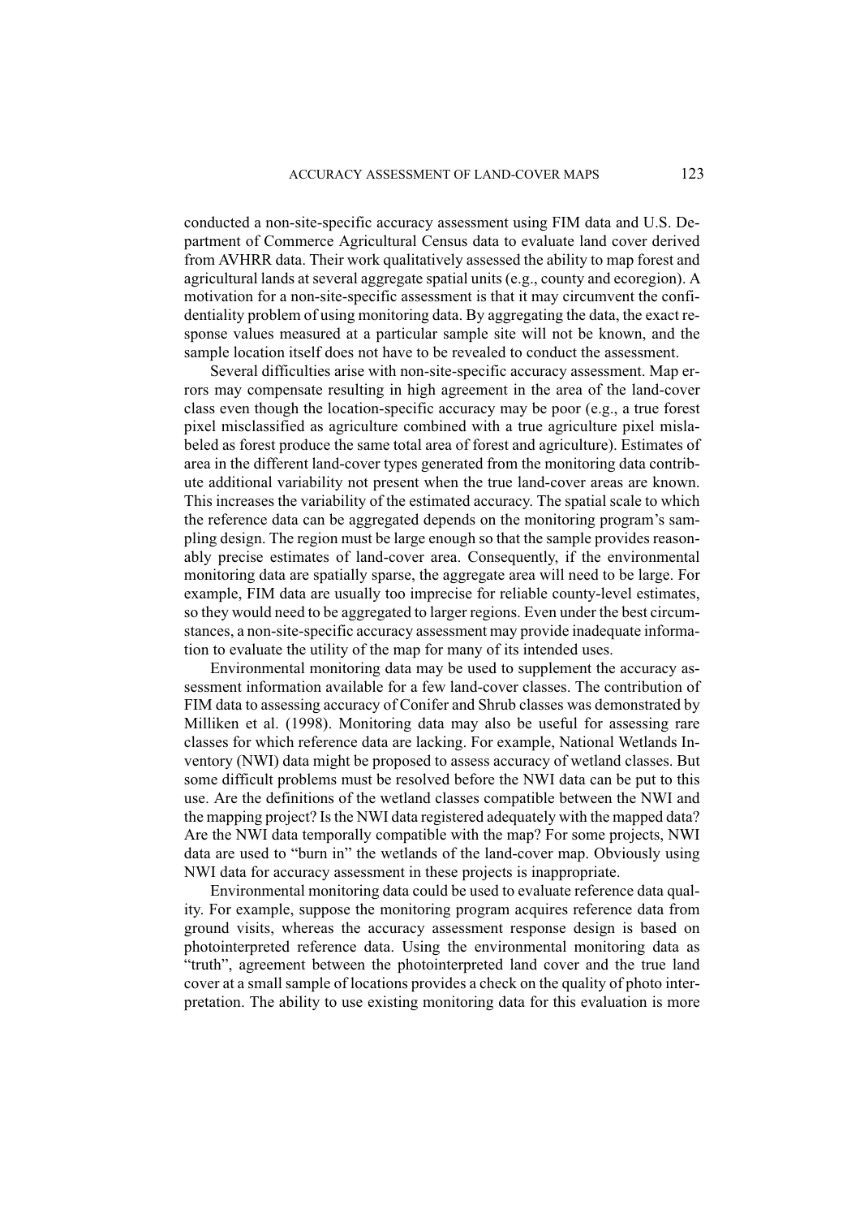conducted a non-site-specific accuracy assessment using FIM data and U.S. Department of Commerce Agricultural Census data to evaluate land cover derived from AVHRR data. Their work qualitatively assessed the ability to map forest and agricultural lands at several aggregate spatial units (e.g., county and ecoregion). A motivation for a non-site-specific assessment is that it may circumvent the confidentiality problem of using monitoring data. By aggregating the data, the exact response values measured at a particular sample site will not be known, and the sample location itself does not have to be revealed to conduct the assessment.

Several difficulties arise with non-site-specific accuracy assessment. Map errors may compensate resulting in high agreement in the area of the land-cover class even though the location-specific accuracy may be poor (e.g., a true forest pixel misclassified as agriculture combined with a true agriculture pixel mislabeled as forest produce the same total area of forest and agriculture). Estimates of area in the different land-cover types generated from the monitoring data contribute additional variability not present when the true land-cover areas are known. This increases the variability of the estimated accuracy. The spatial scale to which the reference data can be aggregated depends on the monitoring program's sampling design. The region must be large enough so that the sample provides reasonably precise estimates of land-cover area. Consequently, if the environmental monitoring data are spatially sparse, the aggregate area will need to be large. For example, FIM data are usually too imprecise for reliable county-level estimates, so they would need to be aggregated to larger regions. Even under the best circumstances, a non-site-specific accuracy assessment may provide inadequate information to evaluate the utility of the map for many of its intended uses.

Environmental monitoring data may be used to supplement the accuracy assessment information available for a few land-cover classes. The contribution of FIM data to assessing accuracy of Conifer and Shrub classes was demonstrated by Milliken et al. (1998). Monitoring data may also be useful for assessing rare classes for which reference data are lacking. For example, National Wetlands Inventory (NWI) data might be proposed to assess accuracy of wetland classes. But some difficult problems must be resolved before the NWI data can be put to this use. Are the definitions of the wetland classes compatible between the NWI and the mapping project? Is the NWI data registered adequately with the mapped data? Are the NWI data temporally compatible with the map? For some projects, NWI data are used to "burn in" the wetlands of the land-cover map. Obviously using NWI data for accuracy assessment in these projects is inappropriate.

Environmental monitoring data could be used to evaluate reference data quality. For example, suppose the monitoring program acquires reference data from ground visits, whereas the accuracy assessment response design is based on photointerpreted reference data. Using the environmental monitoring data as "truth", agreement between the photointerpreted land cover and the true land cover at a small sample of locations provides a check on the quality of photo interpretation. The ability to use existing monitoring data for this evaluation is more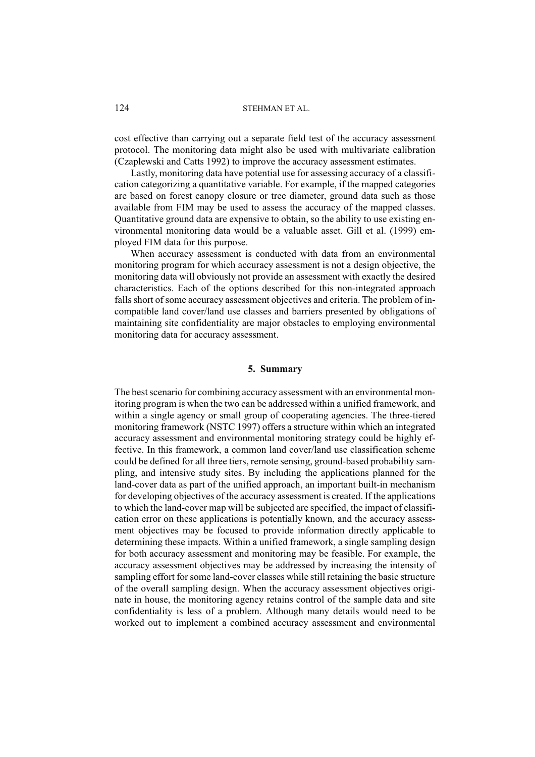cost effective than carrying out a separate field test of the accuracy assessment protocol. The monitoring data might also be used with multivariate calibration (Czaplewski and Catts 1992) to improve the accuracy assessment estimates.

Lastly, monitoring data have potential use for assessing accuracy of a classification categorizing a quantitative variable. For example, if the mapped categories are based on forest canopy closure or tree diameter, ground data such as those available from FIM may be used to assess the accuracy of the mapped classes. Quantitative ground data are expensive to obtain, so the ability to use existing environmental monitoring data would be a valuable asset. Gill et al. (1999) employed FIM data for this purpose.

When accuracy assessment is conducted with data from an environmental monitoring program for which accuracy assessment is not a design objective, the monitoring data will obviously not provide an assessment with exactly the desired characteristics. Each of the options described for this non-integrated approach falls short of some accuracy assessment objectives and criteria. The problem of incompatible land cover/land use classes and barriers presented by obligations of maintaining site confidentiality are major obstacles to employing environmental monitoring data for accuracy assessment.

## 5. Summary

The best scenario for combining accuracy assessment with an environmental monitoring program is when the two can be addressed within a unified framework, and within a single agency or small group of cooperating agencies. The three-tiered monitoring framework (NSTC 1997) offers a structure within which an integrated accuracy assessment and environmental monitoring strategy could be highly effective. In this framework, a common land cover/land use classification scheme could be defined for all three tiers, remote sensing, ground-based probability sampling, and intensive study sites. By including the applications planned for the land-cover data as part of the unified approach, an important built-in mechanism for developing objectives of the accuracy assessment is created. If the applications to which the land-cover map will be subjected are specified, the impact of classification error on these applications is potentially known, and the accuracy assessment objectives may be focused to provide information directly applicable to determining these impacts. Within a unified framework, a single sampling design for both accuracy assessment and monitoring may be feasible. For example, the accuracy assessment objectives may be addressed by increasing the intensity of sampling effort for some land-cover classes while still retaining the basic structure of the overall sampling design. When the accuracy assessment objectives originate in house, the monitoring agency retains control of the sample data and site confidentiality is less of a problem. Although many details would need to be worked out to implement a combined accuracy assessment and environmental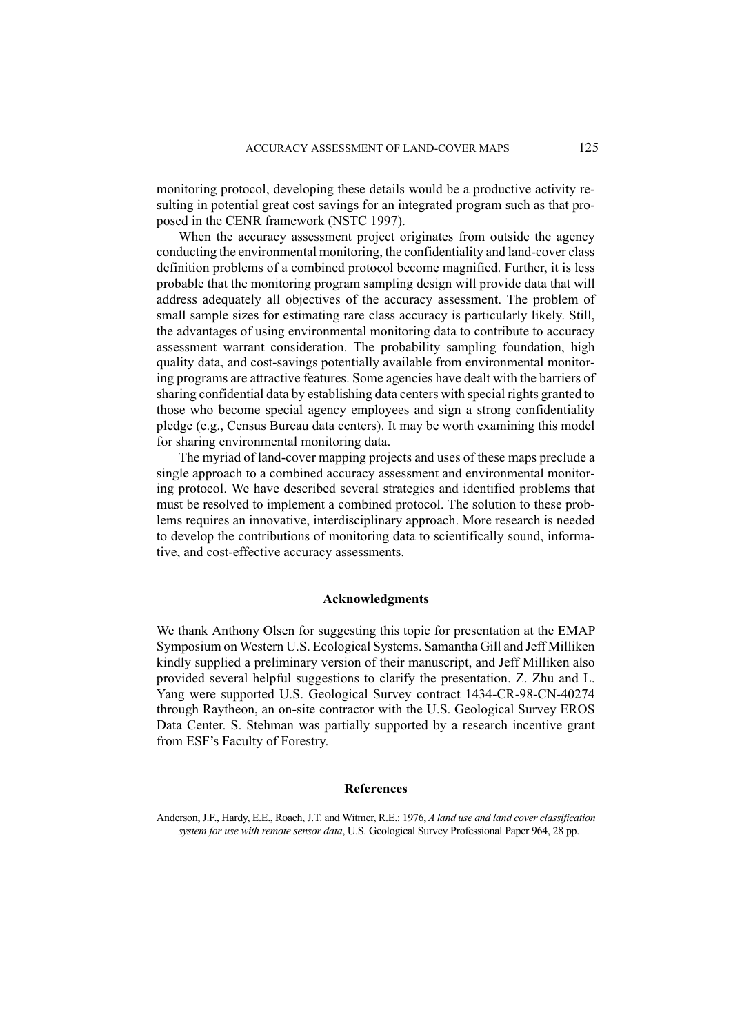monitoring protocol, developing these details would be a productive activity resulting in potential great cost savings for an integrated program such as that proposed in the CENR framework (NSTC 1997).

When the accuracy assessment project originates from outside the agency conducting the environmental monitoring, the confidentiality and land-cover class definition problems of a combined protocol become magnified. Further, it is less probable that the monitoring program sampling design will provide data that will address adequately all objectives of the accuracy assessment. The problem of small sample sizes for estimating rare class accuracy is particularly likely. Still, the advantages of using environmental monitoring data to contribute to accuracy assessment warrant consideration. The probability sampling foundation, high quality data, and cost-savings potentially available from environmental monitoring programs are attractive features. Some agencies have dealt with the barriers of sharing confidential data by establishing data centers with special rights granted to those who become special agency employees and sign a strong confidentiality pledge (e.g., Census Bureau data centers). It may be worth examining this model for sharing environmental monitoring data.

The myriad of land-cover mapping projects and uses of these maps preclude a single approach to a combined accuracy assessment and environmental monitoring protocol. We have described several strategies and identified problems that must be resolved to implement a combined protocol. The solution to these problems requires an innovative, interdisciplinary approach. More research is needed to develop the contributions of monitoring data to scientifically sound, informative, and cost-effective accuracy assessments.

## Acknowledgments

We thank Anthony Olsen for suggesting this topic for presentation at the EMAP Symposium on Western U.S. Ecological Systems. Samantha Gill and Jeff Milliken kindly supplied a preliminary version of their manuscript, and Jeff Milliken also provided several helpful suggestions to clarify the presentation. Z. Zhu and L. Yang were supported U.S. Geological Survey contract 1434-CR-98-CN-40274 through Raytheon, an on-site contractor with the U.S. Geological Survey EROS Data Center. S. Stehman was partially supported by a research incentive grant from ESF's Faculty of Forestry.

## References

Anderson, J.F., Hardy, E.E., Roach, J.T. and Witmer, R.E.: 1976, *A land use and land cover classification system for use with remote sensor data*, U.S. Geological Survey Professional Paper 964, 28 pp.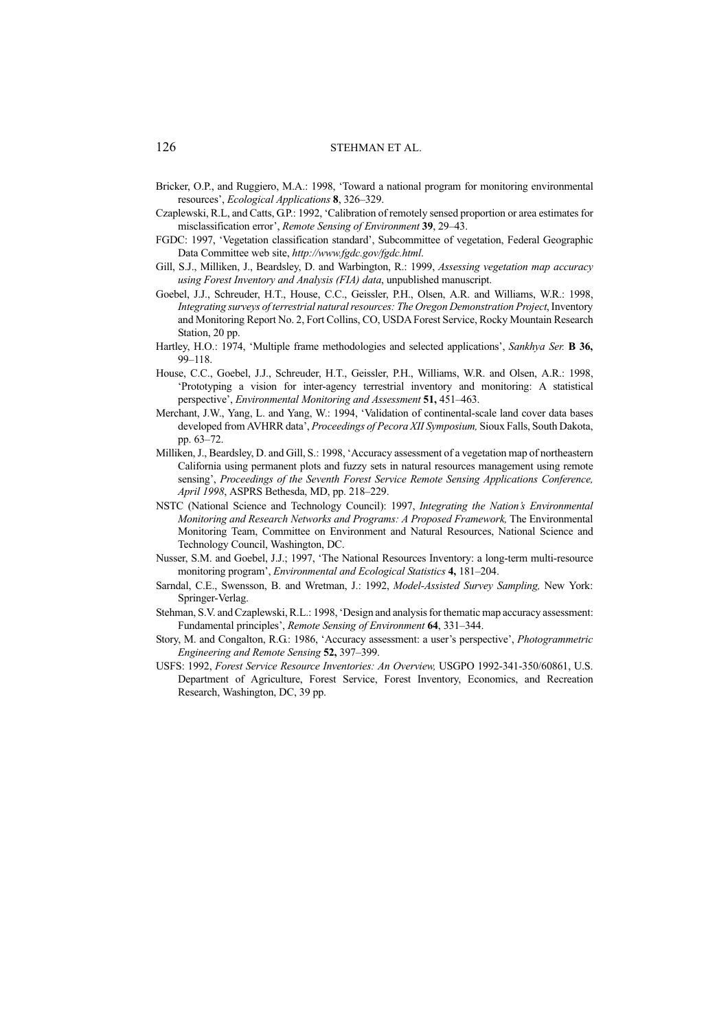Bricker, O.P., and Ruggiero, M.A.: 1998, 'Toward a national program for monitoring environmental resources', *Ecological Applications* **8**, 326–329.

Czaplewski, R.L, and Catts, G.P.: 1992, 'Calibration of remotely sensed proportion or area estimates for misclassification error', *Remote Sensing of Environment* **39**, 29–43.

FGDC: 1997, 'Vegetation classification standard', Subcommittee of vegetation, Federal Geographic Data Committee web site, *http://www.fgdc.gov/fgdc.html*.

Gill, S.J., Milliken, J., Beardsley, D. and Warbington, R.: 1999, *Assessing vegetation map accuracy using Forest Inventory and Analysis (FIA) data*, unpublished manuscript.

Goebel, J.J., Schreuder, H.T., House, C.C., Geissler, P.H., Olsen, A.R. and Williams, W.R.: 1998, *Integrating surveys of terrestrial natural resources: The Oregon Demonstration Project*, Inventory and Monitoring Report No. 2, Fort Collins, CO, USDA Forest Service, Rocky Mountain Research Station, 20 pp.

Hartley, H.O.: 1974, 'Multiple frame methodologies and selected applications', *Sankhya Ser.* **B 36,** 99–118.

House, C.C., Goebel, J.J., Schreuder, H.T., Geissler, P.H., Williams, W.R. and Olsen, A.R.: 1998, 'Prototyping a vision for inter-agency terrestrial inventory and monitoring: A statistical perspective', *Environmental Monitoring and Assessment* **51,** 451–463.

Merchant, J.W., Yang, L. and Yang, W.: 1994, 'Validation of continental-scale land cover data bases developed from AVHRR data', *Proceedings of Pecora XII Symposium,* Sioux Falls, South Dakota, pp. 63–72.

Milliken, J., Beardsley, D. and Gill, S.: 1998, 'Accuracy assessment of a vegetation map of northeastern California using permanent plots and fuzzy sets in natural resources management using remote sensing', *Proceedings of the Seventh Forest Service Remote Sensing Applications Conference, April 1998*, ASPRS Bethesda, MD, pp. 218–229.

NSTC (National Science and Technology Council): 1997, *Integrating the Nation's Environmental Monitoring and Research Networks and Programs: A Proposed Framework,* The Environmental Monitoring Team, Committee on Environment and Natural Resources, National Science and Technology Council, Washington, DC.

Nusser, S.M. and Goebel, J.J.; 1997, 'The National Resources Inventory: a long-term multi-resource monitoring program', *Environmental and Ecological Statistics* **4,** 181–204.

Sarndal, C.E., Swensson, B. and Wretman, J.: 1992, *Model-Assisted Survey Sampling,* New York: Springer-Verlag.

Stehman, S.V. and Czaplewski, R.L.: 1998, 'Design and analysis for thematic map accuracy assessment: Fundamental principles', *Remote Sensing of Environment* **64**, 331–344.

Story, M. and Congalton, R.G.: 1986, 'Accuracy assessment: a user's perspective', *Photogrammetric Engineering and Remote Sensing* **52,** 397–399.

USFS: 1992, *Forest Service Resource Inventories: An Overview,* USGPO 1992-341-350/60861, U.S. Department of Agriculture, Forest Service, Forest Inventory, Economics, and Recreation Research, Washington, DC, 39 pp.